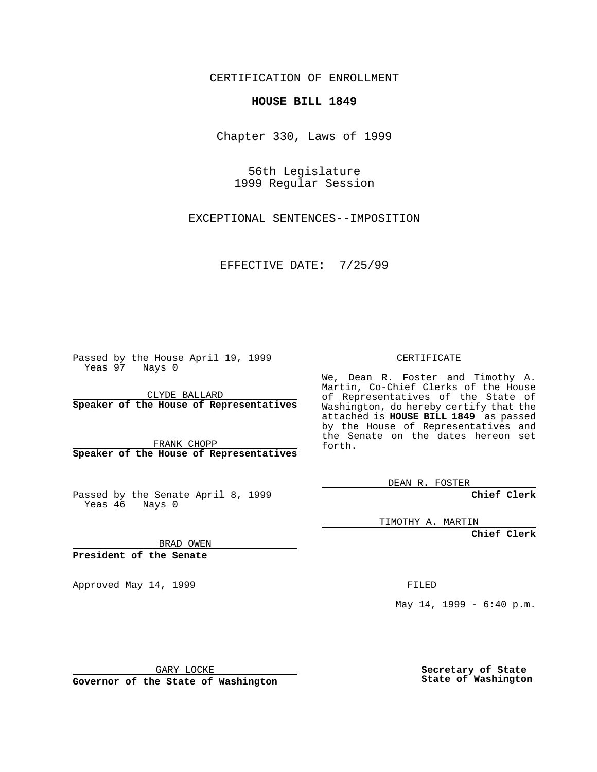CERTIFICATION OF ENROLLMENT

**HOUSE BILL 1849**

Chapter 330, Laws of 1999

56th Legislature
1999 Regular Session

EXCEPTIONAL SENTENCES--IMPOSITION

EFFECTIVE DATE: 7/25/99

Passed by the House April 19, 1999
Yeas 97 Nays 0

CLYDE BALLARD
**Speaker of the House of Representatives**

FRANK CHOPP
**Speaker of the House of Representatives**

Passed by the Senate April 8, 1999
Yeas 46 Nays 0

BRAD OWEN
**President of the Senate**

Approved May 14, 1999

GARY LOCKE
**Governor of the State of Washington**

CERTIFICATE

We, Dean R. Foster and Timothy A. Martin, Co-Chief Clerks of the House of Representatives of the State of Washington, do hereby certify that the attached is **HOUSE BILL 1849** as passed by the House of Representatives and the Senate on the dates hereon set forth.

DEAN R. FOSTER
**Chief Clerk**

TIMOTHY A. MARTIN
**Chief Clerk**

FILED

May 14, 1999 - 6:40 p.m.

**Secretary of State**
**State of Washington**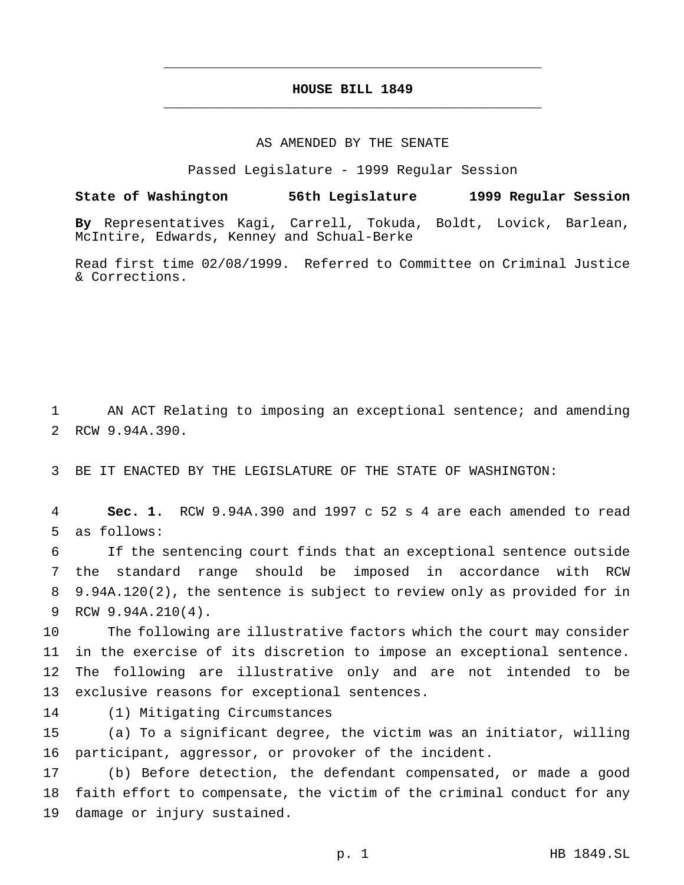# HOUSE BILL 1849

AS AMENDED BY THE SENATE

Passed Legislature - 1999 Regular Session

**State of Washington 56th Legislature 1999 Regular Session**

**By** Representatives Kagi, Carrell, Tokuda, Boldt, Lovick, Barlean, McIntire, Edwards, Kenney and Schual-Berke

Read first time 02/08/1999. Referred to Committee on Criminal Justice & Corrections.

AN ACT Relating to imposing an exceptional sentence; and amending RCW 9.94A.390.

BE IT ENACTED BY THE LEGISLATURE OF THE STATE OF WASHINGTON:

**Sec. 1.** RCW 9.94A.390 and 1997 c 52 s 4 are each amended to read as follows:

If the sentencing court finds that an exceptional sentence outside the standard range should be imposed in accordance with RCW 9.94A.120(2), the sentence is subject to review only as provided for in RCW 9.94A.210(4).

The following are illustrative factors which the court may consider in the exercise of its discretion to impose an exceptional sentence. The following are illustrative only and are not intended to be exclusive reasons for exceptional sentences.

(1) Mitigating Circumstances

(a) To a significant degree, the victim was an initiator, willing participant, aggressor, or provoker of the incident.

(b) Before detection, the defendant compensated, or made a good faith effort to compensate, the victim of the criminal conduct for any damage or injury sustained.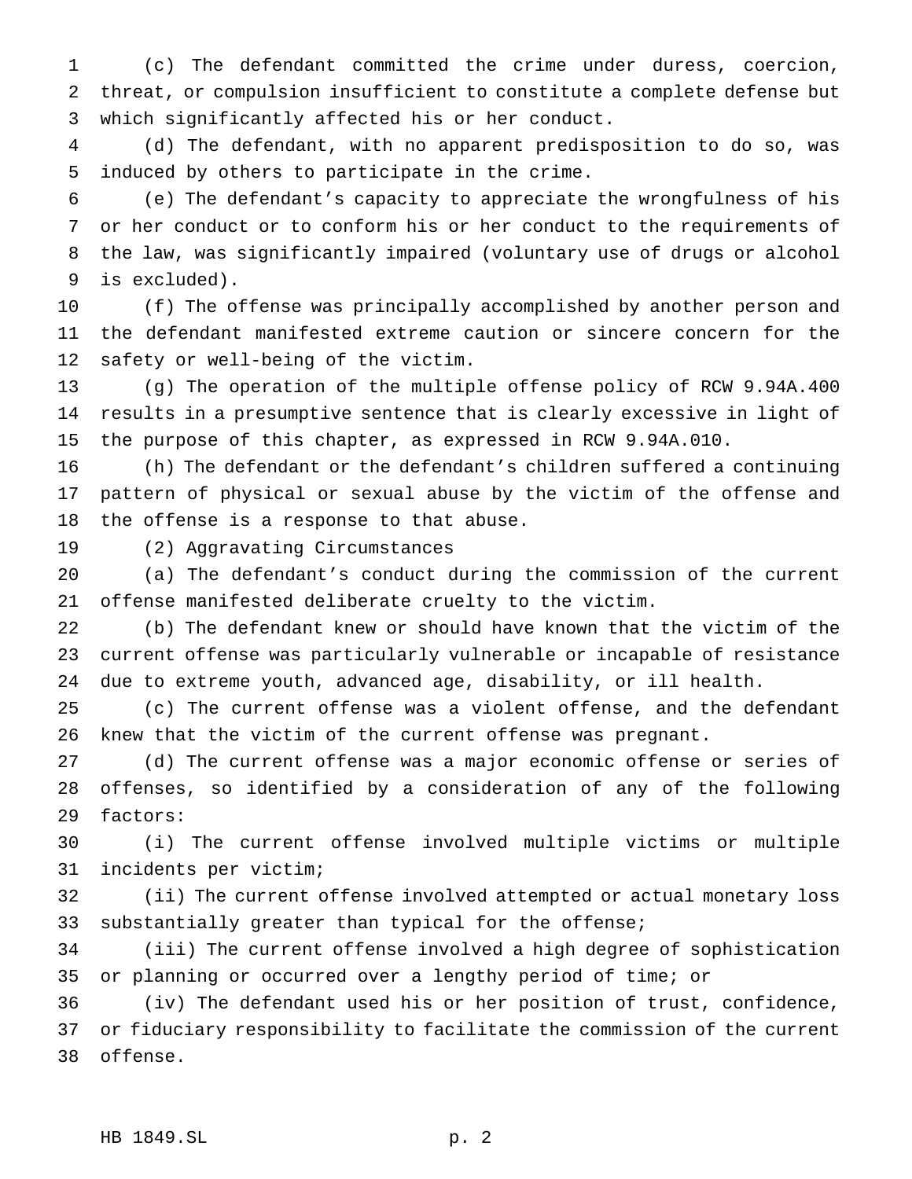(c) The defendant committed the crime under duress, coercion, threat, or compulsion insufficient to constitute a complete defense but which significantly affected his or her conduct.

(d) The defendant, with no apparent predisposition to do so, was induced by others to participate in the crime.

(e) The defendant's capacity to appreciate the wrongfulness of his or her conduct or to conform his or her conduct to the requirements of the law, was significantly impaired (voluntary use of drugs or alcohol is excluded).

(f) The offense was principally accomplished by another person and the defendant manifested extreme caution or sincere concern for the safety or well-being of the victim.

(g) The operation of the multiple offense policy of RCW 9.94A.400 results in a presumptive sentence that is clearly excessive in light of the purpose of this chapter, as expressed in RCW 9.94A.010.

(h) The defendant or the defendant's children suffered a continuing pattern of physical or sexual abuse by the victim of the offense and the offense is a response to that abuse.

(2) Aggravating Circumstances

(a) The defendant's conduct during the commission of the current offense manifested deliberate cruelty to the victim.

(b) The defendant knew or should have known that the victim of the current offense was particularly vulnerable or incapable of resistance due to extreme youth, advanced age, disability, or ill health.

(c) The current offense was a violent offense, and the defendant knew that the victim of the current offense was pregnant.

(d) The current offense was a major economic offense or series of offenses, so identified by a consideration of any of the following factors:

(i) The current offense involved multiple victims or multiple incidents per victim;

(ii) The current offense involved attempted or actual monetary loss substantially greater than typical for the offense;

(iii) The current offense involved a high degree of sophistication or planning or occurred over a lengthy period of time; or

(iv) The defendant used his or her position of trust, confidence, or fiduciary responsibility to facilitate the commission of the current offense.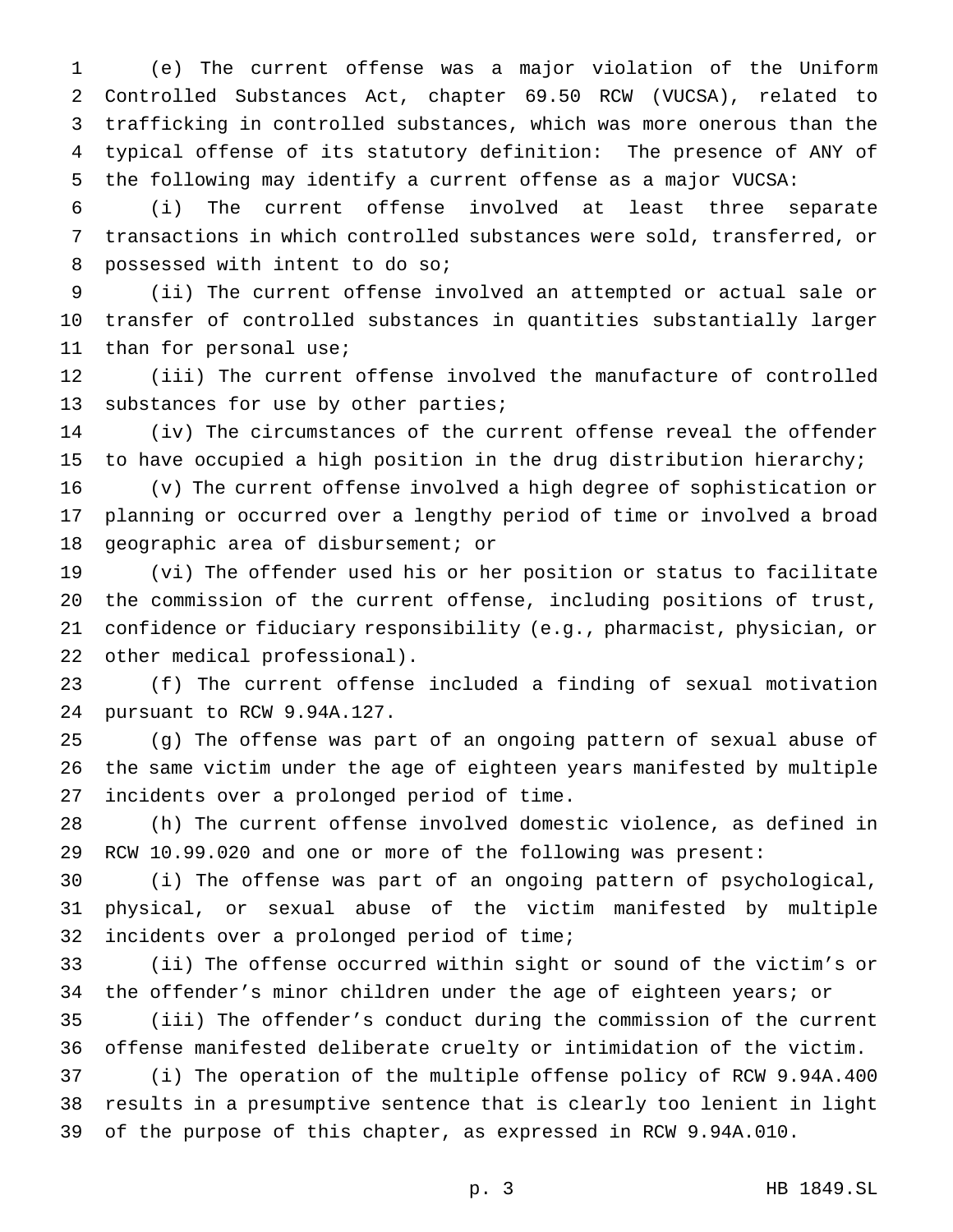(e) The current offense was a major violation of the Uniform Controlled Substances Act, chapter 69.50 RCW (VUCSA), related to trafficking in controlled substances, which was more onerous than the typical offense of its statutory definition: The presence of ANY of the following may identify a current offense as a major VUCSA:

(i) The current offense involved at least three separate transactions in which controlled substances were sold, transferred, or possessed with intent to do so;

(ii) The current offense involved an attempted or actual sale or transfer of controlled substances in quantities substantially larger than for personal use;

(iii) The current offense involved the manufacture of controlled substances for use by other parties;

(iv) The circumstances of the current offense reveal the offender to have occupied a high position in the drug distribution hierarchy;

(v) The current offense involved a high degree of sophistication or planning or occurred over a lengthy period of time or involved a broad geographic area of disbursement; or

(vi) The offender used his or her position or status to facilitate the commission of the current offense, including positions of trust, confidence or fiduciary responsibility (e.g., pharmacist, physician, or other medical professional).

(f) The current offense included a finding of sexual motivation pursuant to RCW 9.94A.127.

(g) The offense was part of an ongoing pattern of sexual abuse of the same victim under the age of eighteen years manifested by multiple incidents over a prolonged period of time.

(h) The current offense involved domestic violence, as defined in RCW 10.99.020 and one or more of the following was present:

(i) The offense was part of an ongoing pattern of psychological, physical, or sexual abuse of the victim manifested by multiple incidents over a prolonged period of time;

(ii) The offense occurred within sight or sound of the victim's or the offender's minor children under the age of eighteen years; or

(iii) The offender's conduct during the commission of the current offense manifested deliberate cruelty or intimidation of the victim.

(i) The operation of the multiple offense policy of RCW 9.94A.400 results in a presumptive sentence that is clearly too lenient in light of the purpose of this chapter, as expressed in RCW 9.94A.010.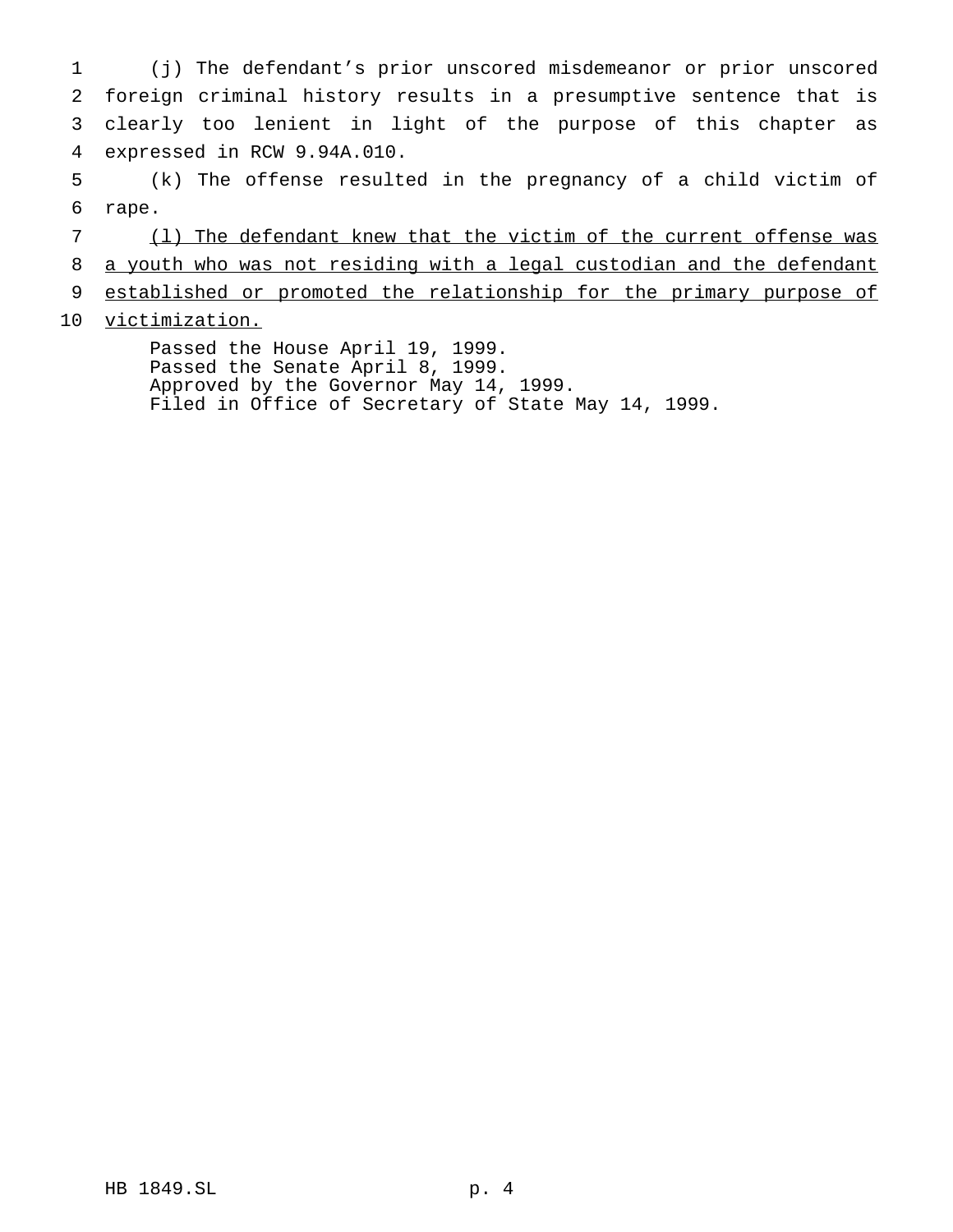(j) The defendant's prior unscored misdemeanor or prior unscored foreign criminal history results in a presumptive sentence that is clearly too lenient in light of the purpose of this chapter as expressed in RCW 9.94A.010.

(k) The offense resulted in the pregnancy of a child victim of rape.

<u>(l) The defendant knew that the victim of the current offense was a youth who was not residing with a legal custodian and the defendant established or promoted the relationship for the primary purpose of victimization.</u>

Passed the House April 19, 1999.
Passed the Senate April 8, 1999.
Approved by the Governor May 14, 1999.
Filed in Office of Secretary of State May 14, 1999.